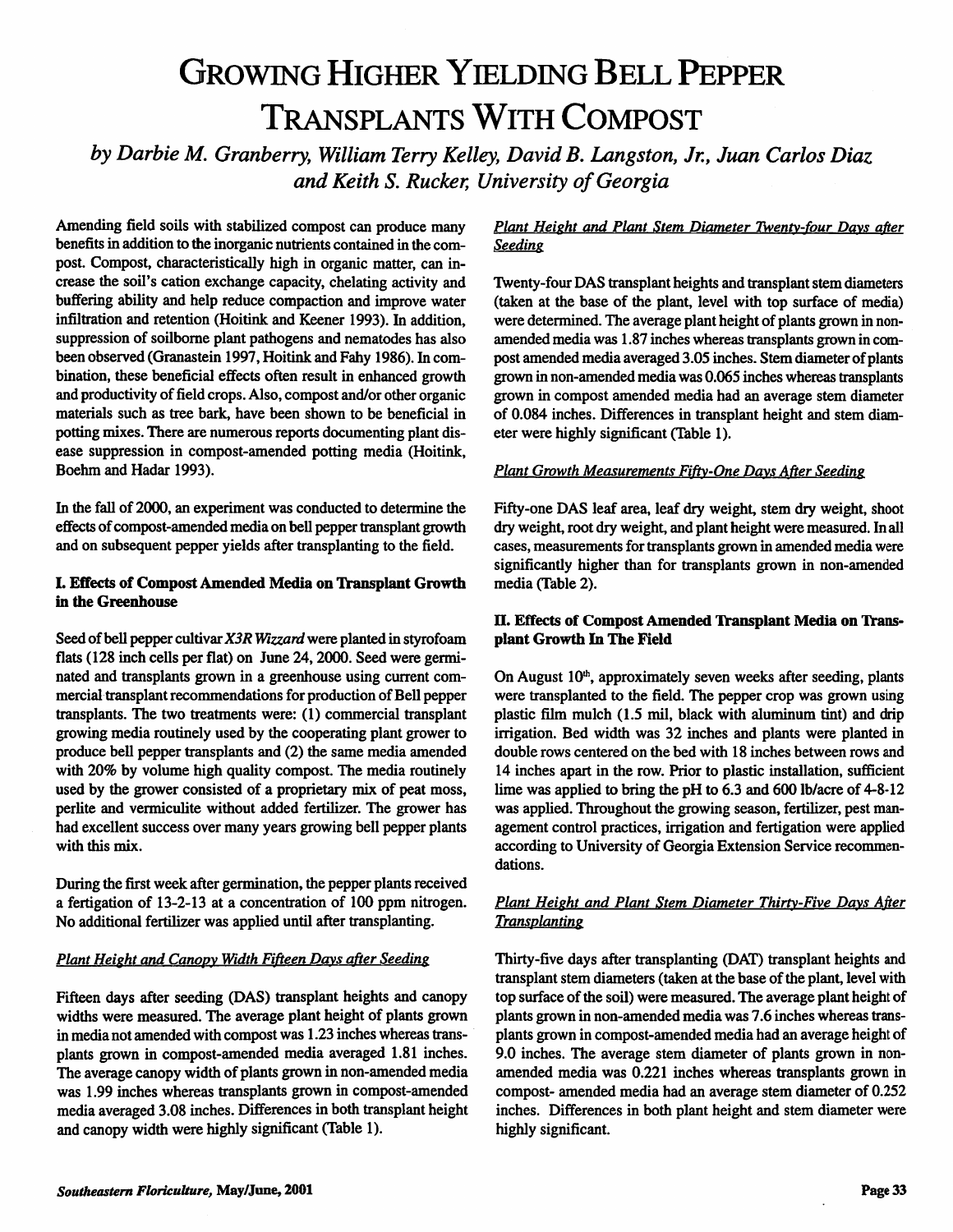# Growing Higher Yielding Bell Pepper Transplants With Compost

*by Darbie M. Granberry, William Terry Kelley, David B. Langston, Jr., Juan Carlos Diaz and Keith S. Rucker, University of Georgia*

Amending field soils with stabilized compost can produce many benefits in addition to the inorganic nutrients contained in the compost. Compost, characteristically high in organic matter, can increase the soil's cation exchange capacity, chelating activity and buffering ability and help reduce compaction and improve water infiltration and retention (Hoitink and Keener 1993). In addition, suppression of soilborne plant pathogens and nematodes has also been observed (Granastein 1997, Hoitink and Fahy 1986). In combination, these beneficial effects often result in enhanced growth and productivity of field crops. Also, compost and/or other organic materials such as tree bark, have been shown to be beneficial in potting mixes. There are numerous reports documenting plant disease suppression in compost-amended potting media (Hoitink, Boehm and Hadar 1993).

In the fall of 2000, an experiment was conducted to determine the effects of compost-amended media on bell pepper transplant growth and on subsequent pepper yields after transplanting to the field.

## I. Effects of Compost Amended Media on Transplant Growth in the Greenhouse

Seed of bell pepper cultivar *X3R Wizzard* were planted in styrofoam flats (128 inch cells per flat) on June 24, 2000. Seed were germinated and transplants grown in a greenhouse using current commercial transplant recommendations for production of Bell pepper transplants. The two treatments were: (1) commercial transplant growing media routinely used by the cooperating plant grower to produce bell pepper transplants and (2) the same media amended with 20% by volume high quality compost. The media routinely used by the grower consisted of a proprietary mix of peat moss, perlite and vermiculite without added fertilizer. The grower has had excellent success over many years growing bell pepper plants with this mix.

During the first week after germination, the pepper plants received a fertigation of 13-2-13 at a concentration of 100 ppm nitrogen. No additional fertilizer was applied until after transplanting.

### *Plant Height and Canopy Width Fifteen Days after Seeding*

Fifteen days after seeding (DAS) transplant heights and canopy widths were measured. The average plant height of plants grown in media not amended with compost was 1.23 inches whereas transplants grown in compost-amended media averaged 1.81 inches. The average canopy width of plants grown in non-amended media was 1.99 inches whereas transplants grown in both compost-amended media averaged 3.08 inches. Differences in both transplant height and canopy width were highly significant (Table 1).

### *Plant Height and Plant Stem Diameter Twenty-four Days after Seeding*

Twenty-four DAS transplant heights and transplant stem diameters (taken at the base of the plant, level with top surface of media) were determined. The average plant height of plants grown in non-amended media was 1.87 inches whereas transplants grown in compost amended media averaged 3.05 inches. Stem diameter of plants grown in non-amended media was 0.065 inches whereas transplants grown in compost amended media had an average stem diameter of 0.084 inches. Differences in transplant height and stem diameter were highly significant (Table 1).

### *Plant Growth Measurements Fifty-One Days After Seeding*

Fifty-one DAS leaf area, leaf dry weight, stem dry weight, shoot dry weight, root dry weight, and plant height were measured. In all cases, measurements for transplants grown in amended media were significantly higher than for transplants grown in non-amended media (Table 2).

## II. Effects of Compost Amended Transplant Media on Transplant Growth In The Field

On August 10th, approximately seven weeks after seeding, plants were transplanted to the field. The pepper crop was grown using plastic film mulch (1.5 mil, black with aluminum tint) and drip irrigation. Bed width was 32 inches and plants were planted in double rows centered on the bed with 18 inches between rows and 14 inches apart in the row. Prior to plastic installation, sufficient lime was applied to bring the pH to 6.3 and 600 lb/acre of 4-8-12 was applied. Throughout the growing season, fertilizer, pest management control practices, irrigation and fertigation were applied according to University of Georgia Extension Service recommendations.

### *Plant Height and Plant Stem Diameter Thirty-Five Days After Transplanting*

Thirty-five days after transplanting (DAT) transplant heights and transplant stem diameters (taken at the base of the plant, level with top surface of the soil) were measured. The average plant height of plants grown in non-amended media was 7.6 inches whereas transplants grown in compost-amended media had an average height of 9.0 inches. The average stem diameter of plants grown in non-amended media was 0.221 inches whereas transplants grown in compost- amended media had an average stem diameter of 0.252 inches. Differences in both plant height and stem diameter were highly significant.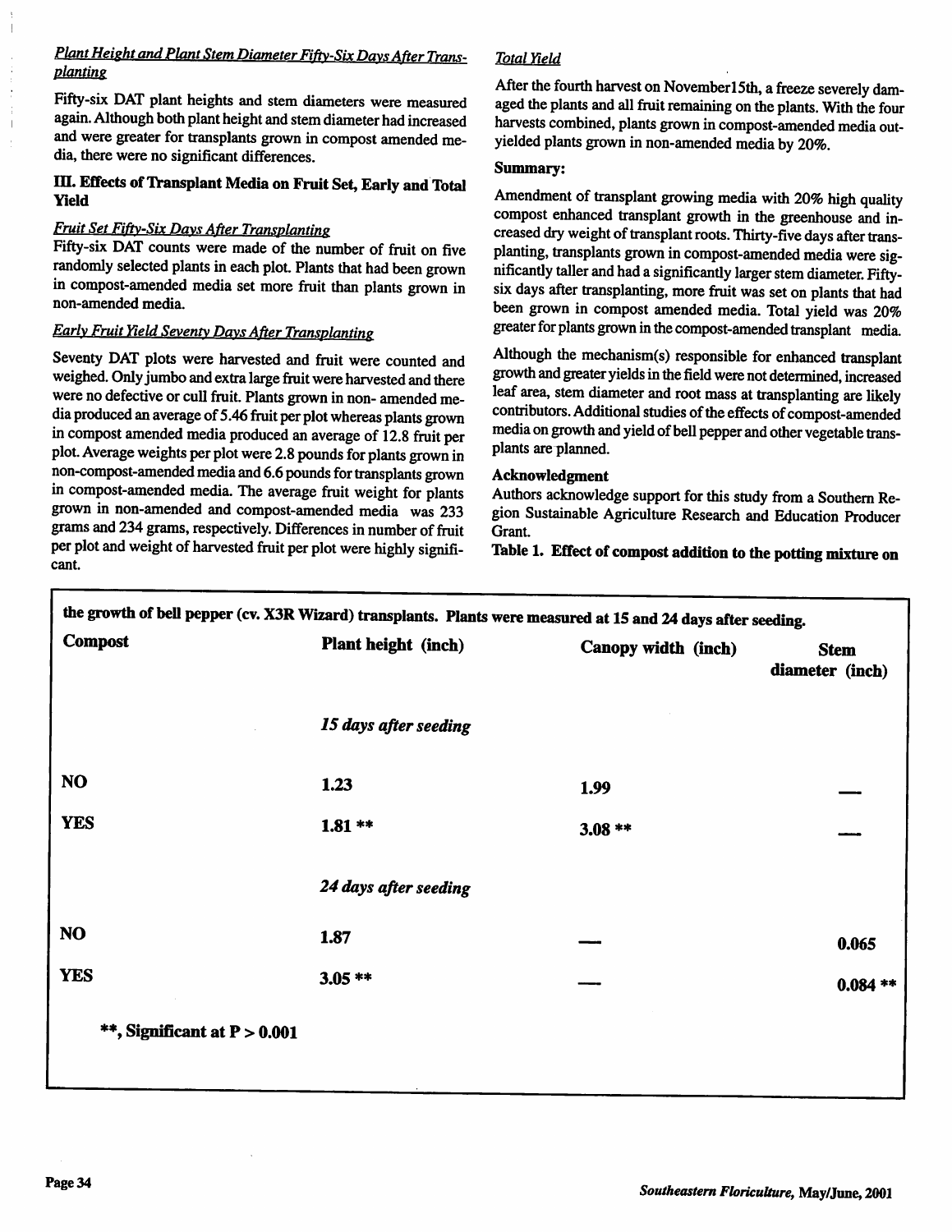### *Plant Height and Plant Stem Diameter Fifty-Six Days After Transplanting*

Fifty-six DAT plant heights and stem diameters were measured again. Although both plant height and stem diameter had increased and were greater for transplants grown in compost amended media, there were no significant differences.

## III. Effects of Transplant Media on Fruit Set, Early and Total Yield

### *Fruit Set Fifty-Six Days After Transplanting*

Fifty-six DAT counts were made of the number of fruit on five randomly selected plants in each plot. Plants that had been grown in compost-amended media set more fruit than plants grown in non-amended media.

### *Early Fruit Yield Seventy Days After Transplanting*

Seventy DAT plots were harvested and fruit were counted and weighed. Only jumbo and extra large fruit were harvested and there were no defective or cull fruit. Plants grown in non- amended media produced an average of 5.46 fruit per plot whereas plants grown in compost amended media produced an average of 12.8 fruit per plot. Average weights per plot were 2.8 pounds for plants grown in non-compost-amended media and 6.6 pounds for transplants grown in compost-amended media. The average fruit weight for plants grown in non-amended and compost-amended media was 233 grams and 234 grams, respectively. Differences in number of fruit per plot and weight of harvested fruit per plot were highly significant.

### *Total Yield*

After the fourth harvest on November15th, a freeze severely damaged the plants and all fruit remaining on the plants. With the four harvests combined, plants grown in compost-amended media outyielded plants grown in non-amended media by 20%.

### Summary:

Amendment of transplant growing media with 20% high quality compost enhanced transplant growth in the greenhouse and increased dry weight of transplant roots. Thirty-five days after transplanting, transplants grown in compost-amended media were significantly taller and had a significantly larger stem diameter. Fifty-six days after transplanting, more fruit was set on plants that had been grown in compost amended media. Total yield was 20% greater for plants grown in the compost-amended transplant media.

Although the mechanism(s) responsible for enhanced transplant growth and greater yields in the field were not determined, increased leaf area, stem diameter and root mass at transplanting are likely contributors. Additional studies of the effects of compost-amended media on growth and yield of bell pepper and other vegetable transplants are planned.

### Acknowledgment

Authors acknowledge support for this study from a Southern Region Sustainable Agriculture Research and Education Producer Grant.

**Table 1. Effect of compost addition to the potting mixture on the growth of bell pepper (cv. X3R Wizard) transplants. Plants were measured at 15 and 24 days after seeding.**

| Compost | Plant height (inch) | Canopy width (inch) | Stem diameter (inch) |
|---|---|---|---|
| | *15 days after seeding* | | |
| NO | 1.23 | 1.99 | — |
| YES | 1.81 ** | 3.08 ** | — |
| | *24 days after seeding* | | |
| NO | 1.87 | — | 0.065 |
| YES | 3.05 ** | — | 0.084 ** |

**, Significant at $P > 0.001$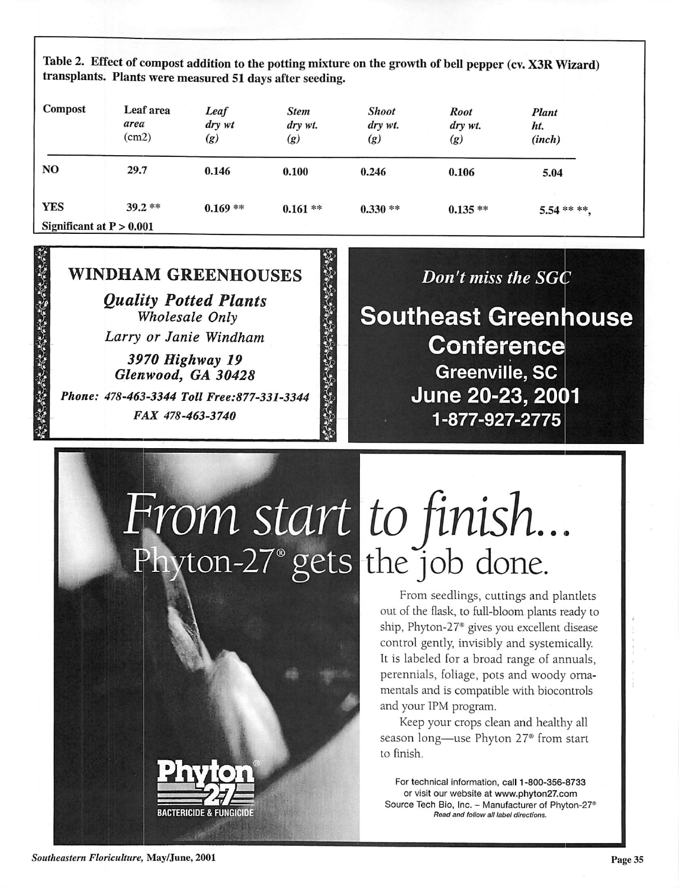Table 2. Effect of compost addition to the potting mixture on the growth of bell pepper (cv. X3R Wizard) transplants. Plants were measured 51 days after seeding.

| Compost | Leaf area area (cm2) | *Leaf dry wt (g)* | *Stem dry wt. (g)* | *Shoot dry wt. (g)* | *Root dry wt. (g)* | *Plant ht. (inch)* |
|---|---|---|---|---|---|---|
| NO | 29.7 | 0.146 | 0.100 | 0.246 | 0.106 | 5.04 |
| YES | 39.2 ** | 0.169 ** | 0.161 ** | 0.330 ** | 0.135 ** | 5.54 ** **, |

Significant at $P > 0.001$

## WINDHAM GREENHOUSES

***Quality Potted Plants***

*Wholesale Only*

*Larry or Janie Windham*

***3970 Highway 19***
***Glenwood, GA 30428***

***Phone: 478-463-3344 Toll Free:877-331-3344***

***FAX 478-463-3740***

*Don't miss the SGC*

**Southeast Greenhouse Conference**

**Greenville, SC**

**June 20-23, 2001**

**1-877-927-2775**

# *From start to finish...*
# Phyton-27® gets the job done.

From seedlings, cuttings and plantlets out of the flask, to full-bloom plants ready to ship, Phyton-27® gives you excellent disease control gently, invisibly and systemically. It is labeled for a broad range of annuals, perennials, foliage, pots and woody ornamentals and is compatible with biocontrols and your IPM program.

Keep your crops clean and healthy all season long—use Phyton 27® from start to finish.

**Phyton® 27**
**BACTERICIDE & FUNGICIDE**

For technical information, call 1-800-356-8733
or visit our website at www.phyton27.com
Source Tech Bio, Inc. – Manufacturer of Phyton-27®
*Read and follow all label directions.*